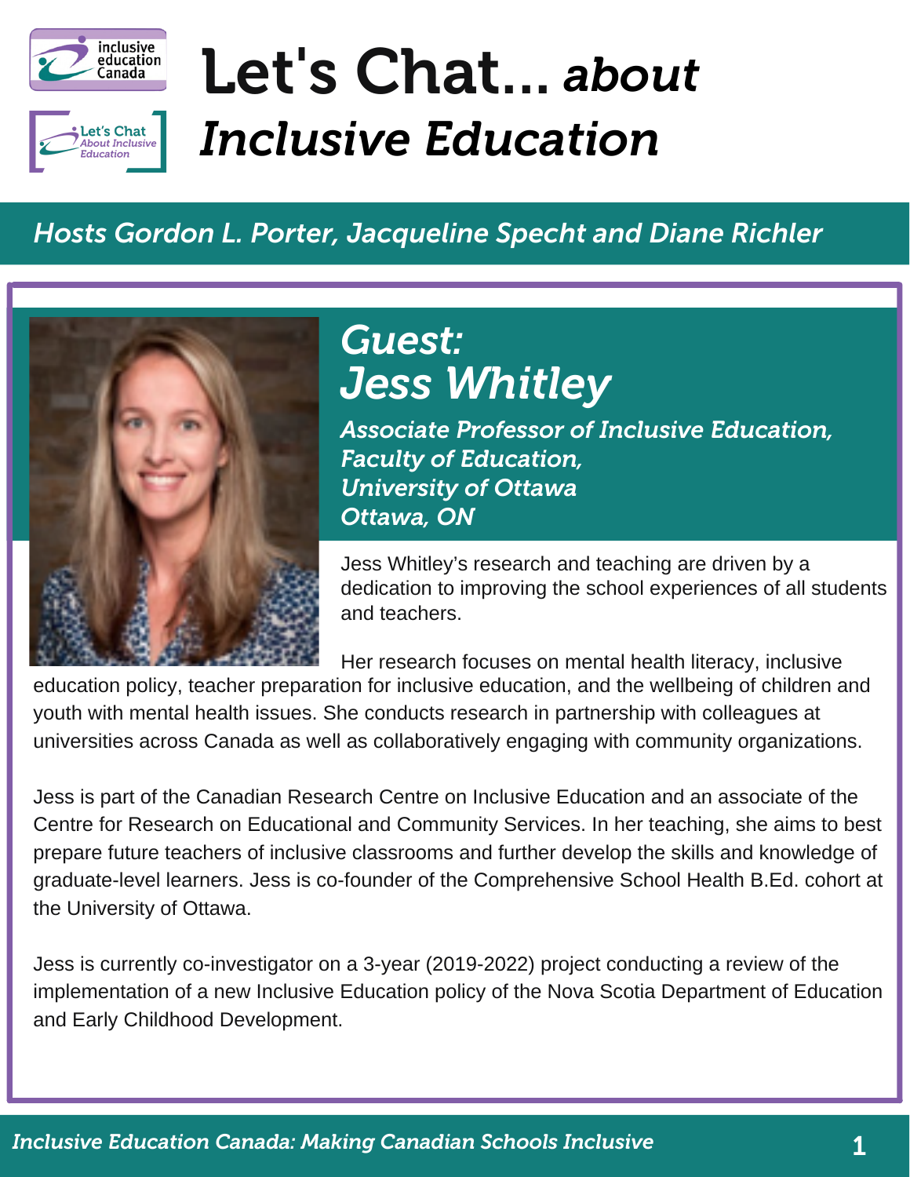# Let's Chat... *about Inclusive Education*

*Hosts Gordon L. Porter, Jacqueline Specht and Diane Richler*

## *Guest: Jess Whitley*

***Associate Professor of Inclusive Education, Faculty of Education, University of Ottawa Ottawa, ON***

Jess Whitley's research and teaching are driven by a dedication to improving the school experiences of all students and teachers.

Her research focuses on mental health literacy, inclusive education policy, teacher preparation for inclusive education, and the wellbeing of children and youth with mental health issues. She conducts research in partnership with colleagues at universities across Canada as well as collaboratively engaging with community organizations.

Jess is part of the Canadian Research Centre on Inclusive Education and an associate of the Centre for Research on Educational and Community Services. In her teaching, she aims to best prepare future teachers of inclusive classrooms and further develop the skills and knowledge of graduate-level learners. Jess is co-founder of the Comprehensive School Health B.Ed. cohort at the University of Ottawa.

Jess is currently co-investigator on a 3-year (2019-2022) project conducting a review of the implementation of a new Inclusive Education policy of the Nova Scotia Department of Education and Early Childhood Development.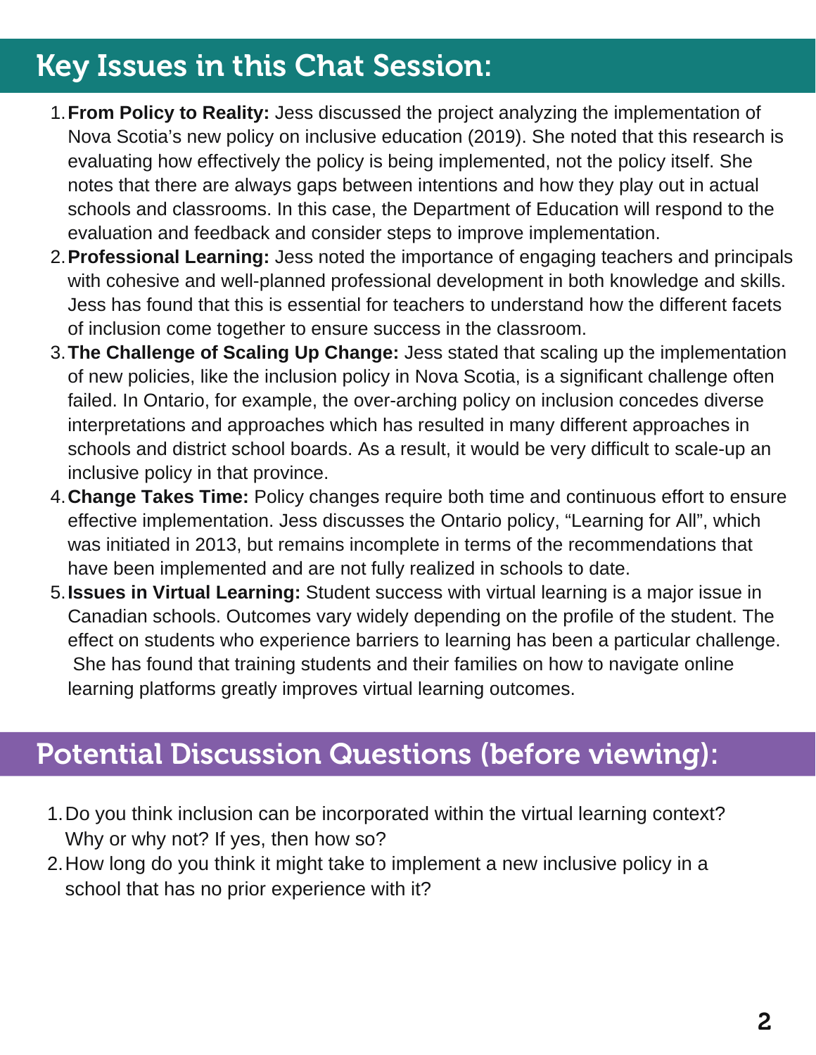## Key Issues in this Chat Session:

1. **From Policy to Reality:** Jess discussed the project analyzing the implementation of Nova Scotia's new policy on inclusive education (2019). She noted that this research is evaluating how effectively the policy is being implemented, not the policy itself. She notes that there are always gaps between intentions and how they play out in actual schools and classrooms. In this case, the Department of Education will respond to the evaluation and feedback and consider steps to improve implementation.
2. **Professional Learning:** Jess noted the importance of engaging teachers and principals with cohesive and well-planned professional development in both knowledge and skills. Jess has found that this is essential for teachers to understand how the different facets of inclusion come together to ensure success in the classroom.
3. **The Challenge of Scaling Up Change:** Jess stated that scaling up the implementation of new policies, like the inclusion policy in Nova Scotia, is a significant challenge often failed. In Ontario, for example, the over-arching policy on inclusion concedes diverse interpretations and approaches which has resulted in many different approaches in schools and district school boards. As a result, it would be very difficult to scale-up an inclusive policy in that province.
4. **Change Takes Time:** Policy changes require both time and continuous effort to ensure effective implementation. Jess discusses the Ontario policy, "Learning for All", which was initiated in 2013, but remains incomplete in terms of the recommendations that have been implemented and are not fully realized in schools to date.
5. **Issues in Virtual Learning:** Student success with virtual learning is a major issue in Canadian schools. Outcomes vary widely depending on the profile of the student. The effect on students who experience barriers to learning has been a particular challenge. She has found that training students and their families on how to navigate online learning platforms greatly improves virtual learning outcomes.

## Potential Discussion Questions (before viewing):

1. Do you think inclusion can be incorporated within the virtual learning context? Why or why not? If yes, then how so?
2. How long do you think it might take to implement a new inclusive policy in a school that has no prior experience with it?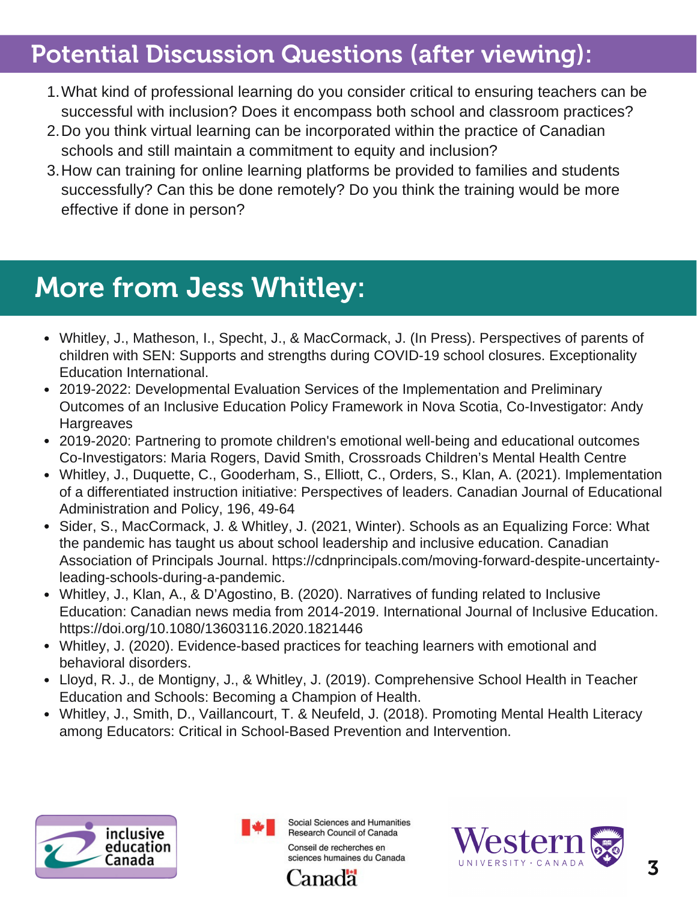## Potential Discussion Questions (after viewing):

1. What kind of professional learning do you consider critical to ensuring teachers can be successful with inclusion? Does it encompass both school and classroom practices?
2. Do you think virtual learning can be incorporated within the practice of Canadian schools and still maintain a commitment to equity and inclusion?
3. How can training for online learning platforms be provided to families and students successfully? Can this be done remotely? Do you think the training would be more effective if done in person?

## More from Jess Whitley:

- Whitley, J., Matheson, I., Specht, J., & MacCormack, J. (In Press). Perspectives of parents of children with SEN: Supports and strengths during COVID-19 school closures. Exceptionality Education International.
- 2019-2022: Developmental Evaluation Services of the Implementation and Preliminary Outcomes of an Inclusive Education Policy Framework in Nova Scotia, Co-Investigator: Andy Hargreaves
- 2019-2020: Partnering to promote children's emotional well-being and educational outcomes Co-Investigators: Maria Rogers, David Smith, Crossroads Children's Mental Health Centre
- Whitley, J., Duquette, C., Gooderham, S., Elliott, C., Orders, S., Klan, A. (2021). Implementation of a differentiated instruction initiative: Perspectives of leaders. Canadian Journal of Educational Administration and Policy, 196, 49-64
- Sider, S., MacCormack, J. & Whitley, J. (2021, Winter). Schools as an Equalizing Force: What the pandemic has taught us about school leadership and inclusive education. Canadian Association of Principals Journal. https://cdnprincipals.com/moving-forward-despite-uncertainty-leading-schools-during-a-pandemic.
- Whitley, J., Klan, A., & D'Agostino, B. (2020). Narratives of funding related to Inclusive Education: Canadian news media from 2014-2019. International Journal of Inclusive Education. https://doi.org/10.1080/13603116.2020.1821446
- Whitley, J. (2020). Evidence-based practices for teaching learners with emotional and behavioral disorders.
- Lloyd, R. J., de Montigny, J., & Whitley, J. (2019). Comprehensive School Health in Teacher Education and Schools: Becoming a Champion of Health.
- Whitley, J., Smith, D., Vaillancourt, T. & Neufeld, J. (2018). Promoting Mental Health Literacy among Educators: Critical in School-Based Prevention and Intervention.

inclusive education Canada

Social Sciences and Humanities Research Council of Canada

Conseil de recherches en sciences humaines du Canada

Canada

Western UNIVERSITY · CANADA